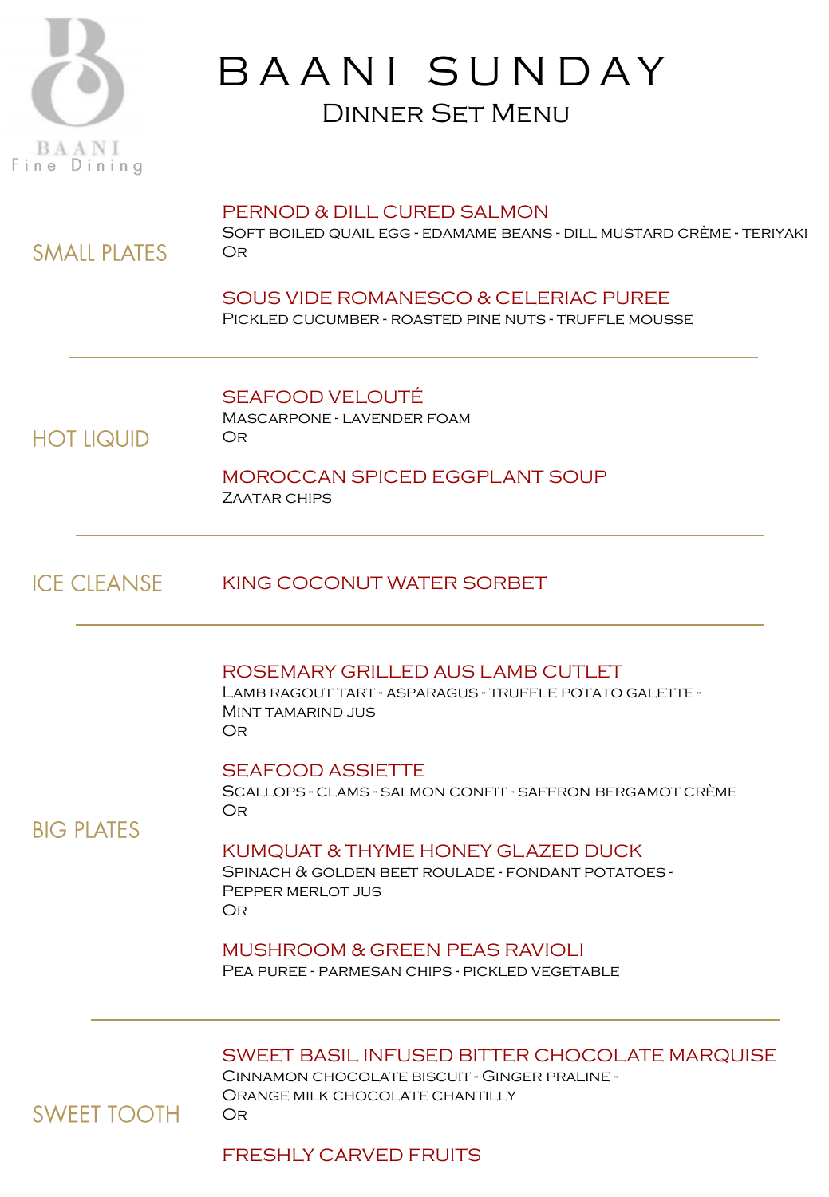BAANI
Fine Dining

# BAANI SUNDAY

## Dinner Set Menu

## SMALL PLATES

### PERNOD & DILL CURED SALMON

Soft boiled quail egg - edamame beans - dill mustard crème - teriyaki

Or

### SOUS VIDE ROMANESCO & CELERIAC PUREE

Pickled cucumber - roasted pine nuts - truffle mousse

---

## HOT LIQUID

### SEAFOOD VELOUTÉ

Mascarpone - lavender foam

Or

### MOROCCAN SPICED EGGPLANT SOUP

Zaatar chips

---

## ICE CLEANSE

### KING COCONUT WATER SORBET

---

## BIG PLATES

### ROSEMARY GRILLED AUS LAMB CUTLET

Lamb ragout tart - asparagus - truffle potato galette - Mint tamarind jus

Or

### SEAFOOD ASSIETTE

Scallops - clams - salmon confit - saffron bergamot crème

Or

### KUMQUAT & THYME HONEY GLAZED DUCK

Spinach & golden beet roulade - fondant potatoes - Pepper merlot jus

Or

### MUSHROOM & GREEN PEAS RAVIOLI

Pea puree - parmesan chips - pickled vegetable

---

## SWEET TOOTH

### SWEET BASIL INFUSED BITTER CHOCOLATE MARQUISE

Cinnamon chocolate biscuit - Ginger praline - Orange milk chocolate chantilly

Or

### FRESHLY CARVED FRUITS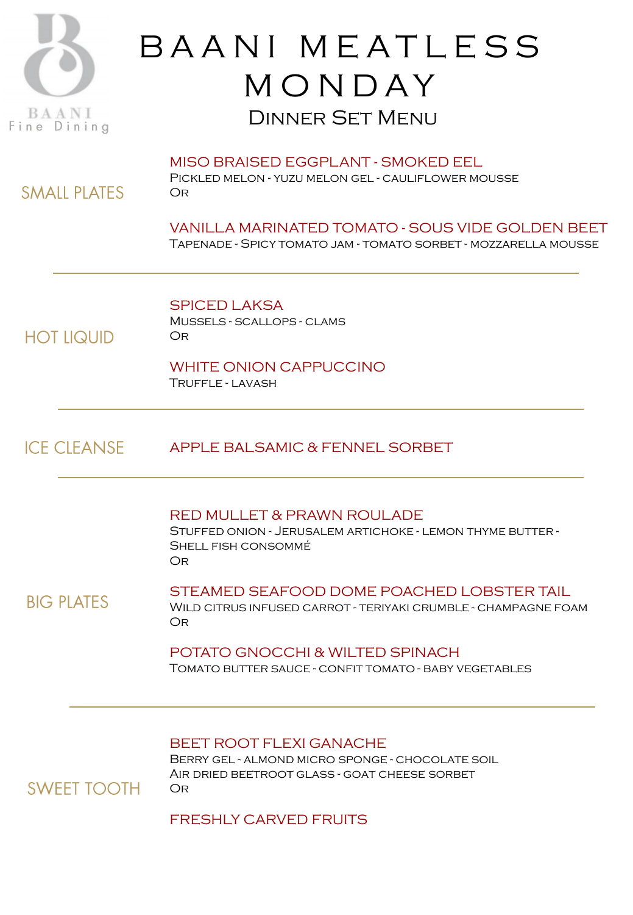BAANI
Fine Dining

# BAANI MEATLESS MONDAY

## Dinner Set Menu

### SMALL PLATES

**MISO BRAISED EGGPLANT - SMOKED EEL**
Pickled melon - yuzu melon gel - cauliflower mousse
Or

**VANILLA MARINATED TOMATO - SOUS VIDE GOLDEN BEET**
Tapenade - Spicy tomato jam - tomato sorbet - mozzarella mousse

---

### HOT LIQUID

**SPICED LAKSA**
Mussels - scallops - clams
Or

**WHITE ONION CAPPUCCINO**
Truffle - lavash

---

### ICE CLEANSE

**APPLE BALSAMIC & FENNEL SORBET**

---

### BIG PLATES

**RED MULLET & PRAWN ROULADE**
Stuffed onion - Jerusalem artichoke - lemon thyme butter - Shell fish consommé
Or

**STEAMED SEAFOOD DOME POACHED LOBSTER TAIL**
Wild citrus infused carrot - teriyaki crumble - champagne foam
Or

**POTATO GNOCCHI & WILTED SPINACH**
Tomato butter sauce - confit tomato - baby vegetables

---

### SWEET TOOTH

**BEET ROOT FLEXI GANACHE**
Berry gel - almond micro sponge - chocolate soil
Air dried beetroot glass - goat cheese sorbet
Or

**FRESHLY CARVED FRUITS**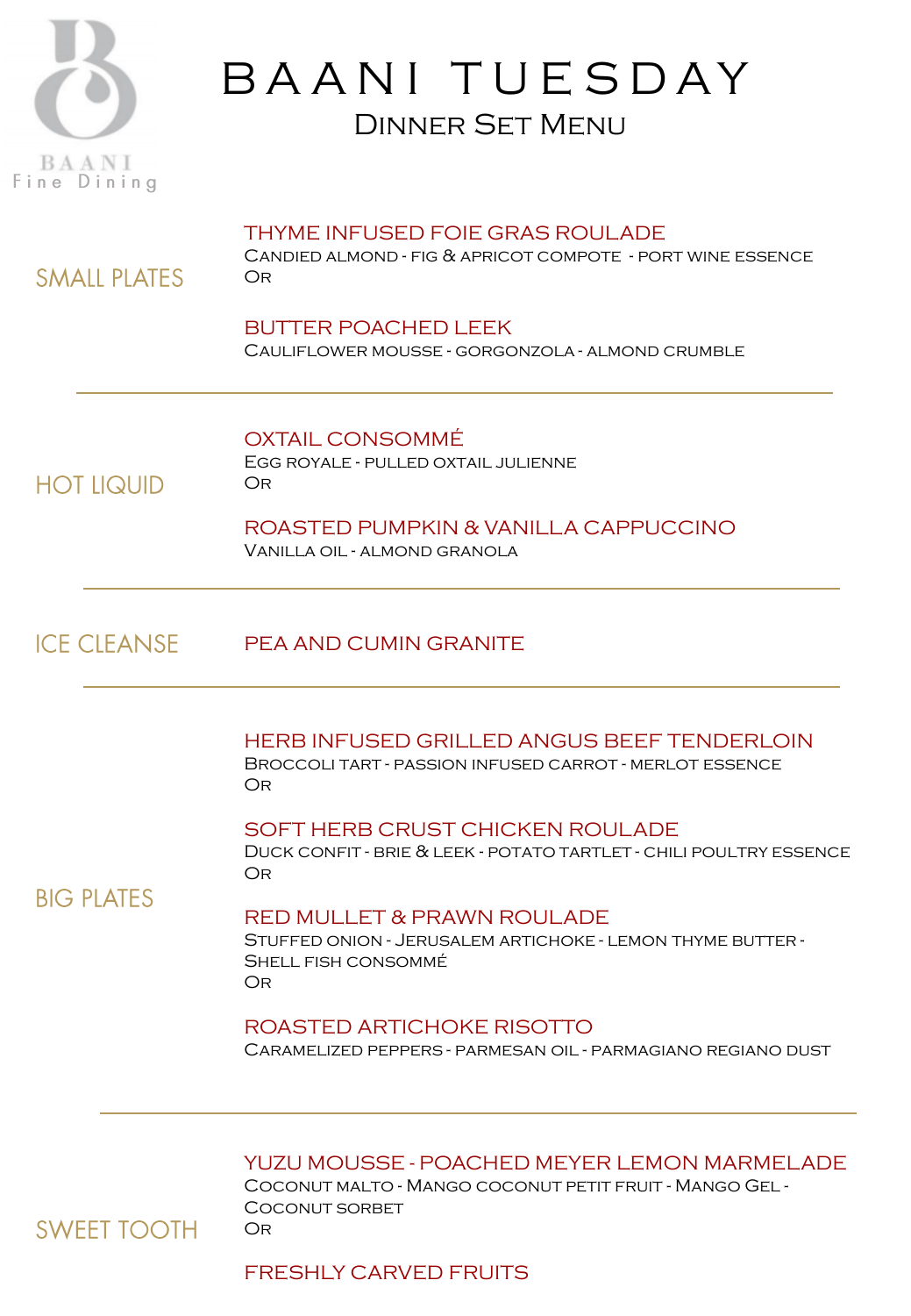BAANI

Fine Dining

# BAANI TUESDAY

## Dinner Set Menu

### SMALL PLATES

**THYME INFUSED FOIE GRAS ROULADE**
Candied almond - fig & apricot compote - port wine essence
Or

**BUTTER POACHED LEEK**
Cauliflower mousse - gorgonzola - almond crumble

---

### HOT LIQUID

**OXTAIL CONSOMMÉ**
Egg royale - pulled oxtail julienne
Or

**ROASTED PUMPKIN & VANILLA CAPPUCCINO**
Vanilla oil - almond granola

---

### ICE CLEANSE

**PEA AND CUMIN GRANITE**

---

### BIG PLATES

**HERB INFUSED GRILLED ANGUS BEEF TENDERLOIN**
Broccoli tart - passion infused carrot - merlot essence
Or

**SOFT HERB CRUST CHICKEN ROULADE**
Duck confit - brie & leek - potato tartlet - chili poultry essence
Or

**RED MULLET & PRAWN ROULADE**
Stuffed onion - Jerusalem artichoke - lemon thyme butter - shell fish consommé
Or

**ROASTED ARTICHOKE RISOTTO**
Caramelized peppers - parmesan oil - parmagiano regiano dust

---

### SWEET TOOTH

**YUZU MOUSSE - POACHED MEYER LEMON MARMELADE**
Coconut malto - Mango coconut petit fruit - Mango gel - Coconut sorbet
Or

**FRESHLY CARVED FRUITS**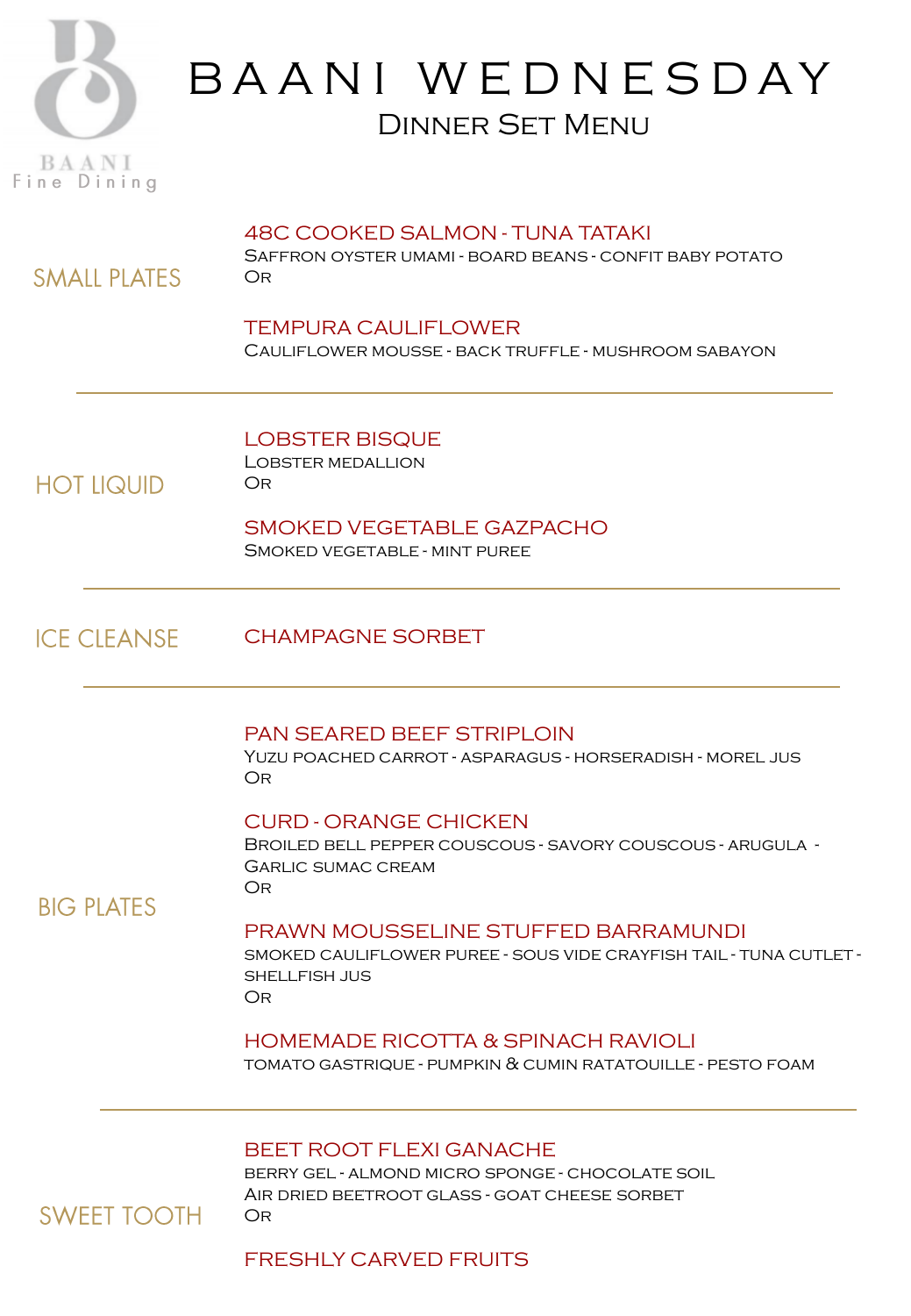BAANI
Fine Dining

# BAANI WEDNESDAY

## Dinner Set Menu

### SMALL PLATES

**48C COOKED SALMON - TUNA TATAKI**
Saffron oyster umami - board beans - confit baby potato
Or

**TEMPURA CAULIFLOWER**
Cauliflower mousse - back truffle - mushroom sabayon

---

### HOT LIQUID

**LOBSTER BISQUE**
Lobster medallion
Or

**SMOKED VEGETABLE GAZPACHO**
Smoked vegetable - mint puree

---

### ICE CLEANSE

**CHAMPAGNE SORBET**

---

### BIG PLATES

**PAN SEARED BEEF STRIPLOIN**
Yuzu poached carrot - asparagus - horseradish - morel jus
Or

**CURD - ORANGE CHICKEN**
Broiled bell pepper couscous - savory couscous - arugula - Garlic sumac cream
Or

**PRAWN MOUSSELINE STUFFED BARRAMUNDI**
smoked cauliflower puree - sous vide crayfish tail - tuna cutlet - shellfish jus
Or

**HOMEMADE RICOTTA & SPINACH RAVIOLI**
tomato gastrique - pumpkin & cumin ratatouille - pesto foam

---

### SWEET TOOTH

**BEET ROOT FLEXI GANACHE**
berry gel - almond micro sponge - chocolate soil
Air dried beetroot glass - goat cheese sorbet
Or

**FRESHLY CARVED FRUITS**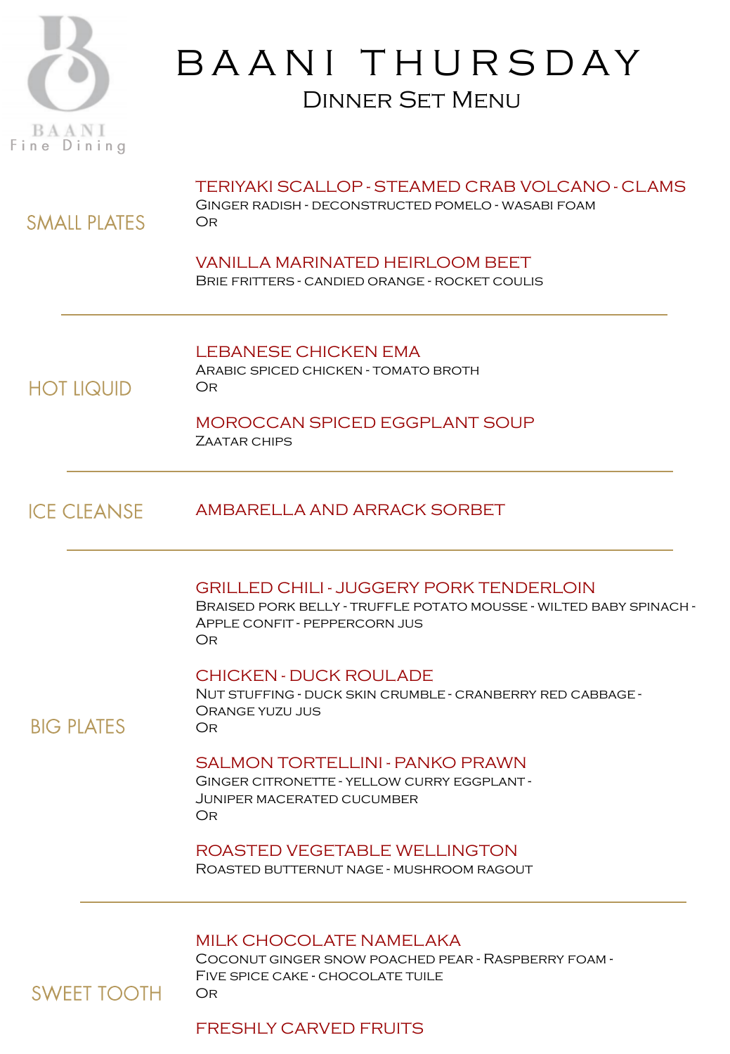BAANI
Fine Dining

# BAANI THURSDAY

## Dinner Set Menu

### SMALL PLATES

**TERIYAKI SCALLOP - STEAMED CRAB VOLCANO - CLAMS**
Ginger radish - deconstructed pomelo - wasabi foam
Or

**VANILLA MARINATED HEIRLOOM BEET**
Brie fritters - candied orange - rocket coulis

---

### HOT LIQUID

**LEBANESE CHICKEN EMA**
Arabic spiced chicken - tomato broth
Or

**MOROCCAN SPICED EGGPLANT SOUP**
Zaatar chips

---

### ICE CLEANSE

**AMBARELLA AND ARRACK SORBET**

---

### BIG PLATES

**GRILLED CHILI - JUGGERY PORK TENDERLOIN**
Braised pork belly - truffle potato mousse - wilted baby spinach - Apple confit - peppercorn jus
Or

**CHICKEN - DUCK ROULADE**
Nut stuffing - duck skin crumble - cranberry red cabbage - Orange yuzu jus
Or

**SALMON TORTELLINI - PANKO PRAWN**
Ginger citronette - yellow curry eggplant - Juniper macerated cucumber
Or

**ROASTED VEGETABLE WELLINGTON**
Roasted butternut nage - mushroom ragout

---

### SWEET TOOTH

**MILK CHOCOLATE NAMELAKA**
Coconut ginger snow poached pear - Raspberry foam - Five spice cake - chocolate tuile
Or

**FRESHLY CARVED FRUITS**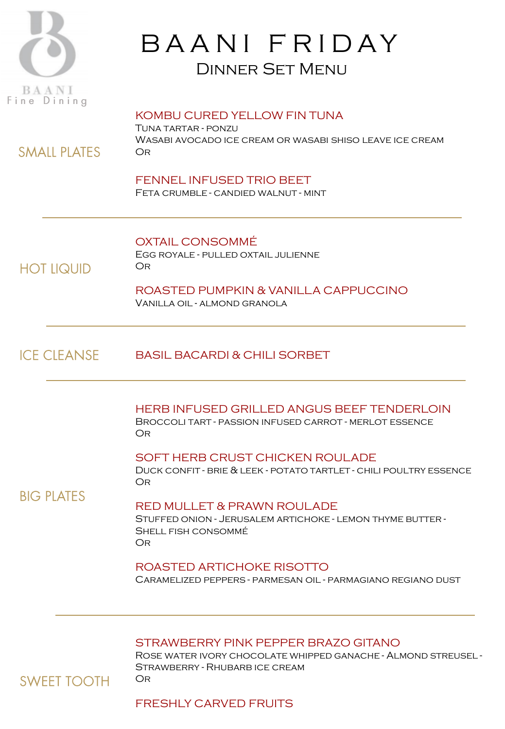BAANI
Fine Dining

# BAANI FRIDAY

## Dinner Set Menu

## SMALL PLATES

### KOMBU CURED YELLOW FIN TUNA
Tuna tartar - ponzu
Wasabi avocado ice cream or wasabi shiso leave ice cream
Or

### FENNEL INFUSED TRIO BEET
Feta crumble - candied walnut - mint

---

## HOT LIQUID

### OXTAIL CONSOMMÉ
Egg royale - pulled oxtail julienne
Or

### ROASTED PUMPKIN & VANILLA CAPPUCCINO
Vanilla oil - almond granola

---

## ICE CLEANSE

### BASIL BACARDI & CHILI SORBET

---

## BIG PLATES

### HERB INFUSED GRILLED ANGUS BEEF TENDERLOIN
Broccoli tart - passion infused carrot - merlot essence
Or

### SOFT HERB CRUST CHICKEN ROULADE
Duck confit - brie & leek - potato tartlet - chili poultry essence
Or

### RED MULLET & PRAWN ROULADE
Stuffed onion - Jerusalem artichoke - lemon thyme butter - Shell fish consommé
Or

### ROASTED ARTICHOKE RISOTTO
Caramelized peppers - parmesan oil - parmagiano regiano dust

---

## SWEET TOOTH

### STRAWBERRY PINK PEPPER BRAZO GITANO
Rose water ivory chocolate whipped ganache - Almond streusel - Strawberry - Rhubarb ice cream
Or

### FRESHLY CARVED FRUITS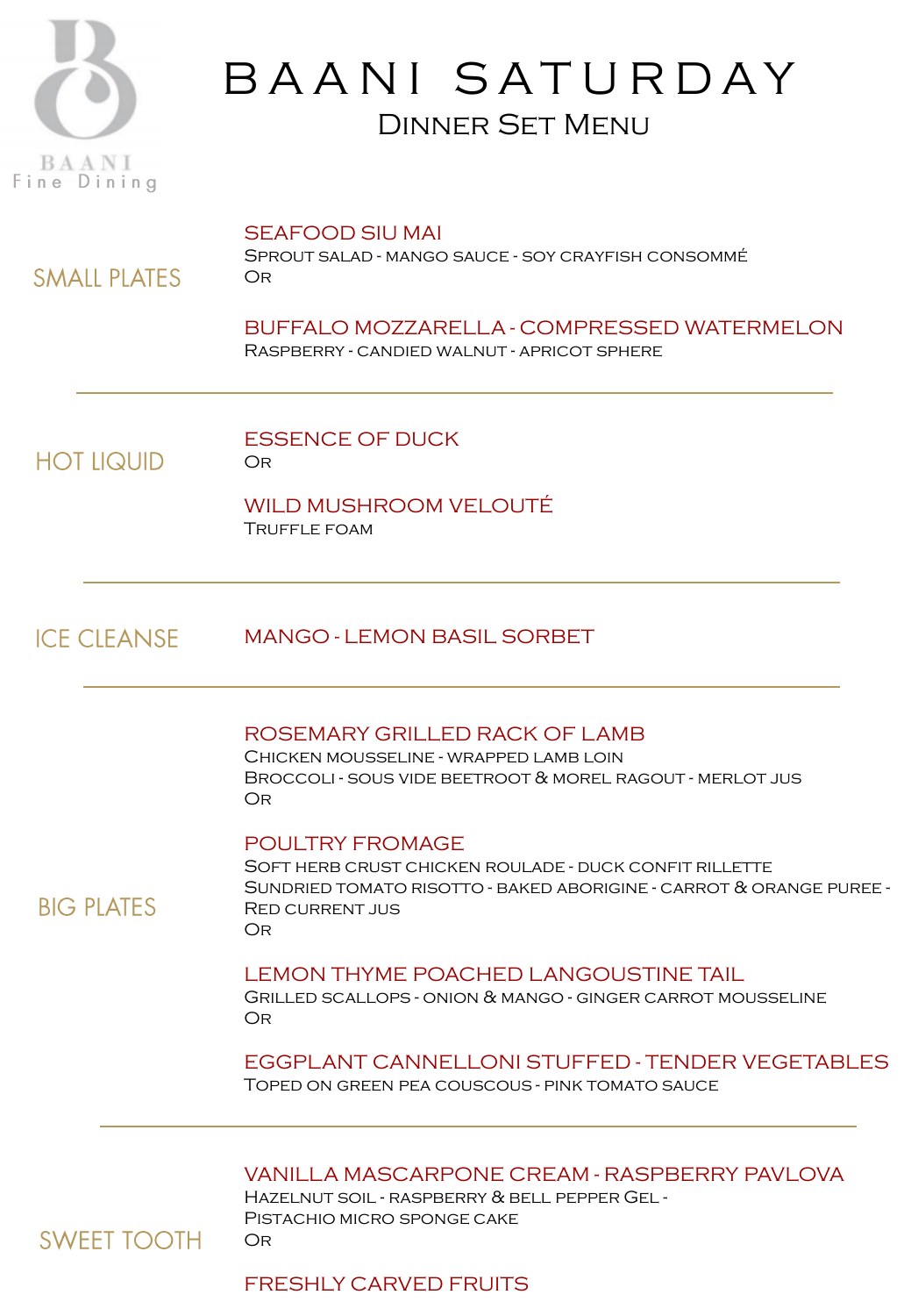BAANI
Fine Dining

# BAANI SATURDAY

## Dinner Set Menu

### SMALL PLATES

**SEAFOOD SIU MAI**
Sprout salad - mango sauce - soy crayfish consommé
Or

**BUFFALO MOZZARELLA - COMPRESSED WATERMELON**
Raspberry - candied walnut - apricot sphere

---

### HOT LIQUID

**ESSENCE OF DUCK**
Or

**WILD MUSHROOM VELOUTÉ**
Truffle foam

---

### ICE CLEANSE

**MANGO - LEMON BASIL SORBET**

---

### BIG PLATES

**ROSEMARY GRILLED RACK OF LAMB**
Chicken mousseline - wrapped lamb loin
Broccoli - sous vide beetroot & morel ragout - merlot jus
Or

**POULTRY FROMAGE**
Soft herb crust chicken roulade - duck confit rillette
Sundried tomato risotto - baked aborigine - carrot & orange puree - Red current jus
Or

**LEMON THYME POACHED LANGOUSTINE TAIL**
Grilled scallops - onion & mango - ginger carrot mousseline
Or

**EGGPLANT CANNELLONI STUFFED - TENDER VEGETABLES**
Toped on green pea couscous - pink tomato sauce

---

### SWEET TOOTH

**VANILLA MASCARPONE CREAM - RASPBERRY PAVLOVA**
Hazelnut soil - raspberry & bell pepper gel -
Pistachio micro sponge cake
Or

**FRESHLY CARVED FRUITS**